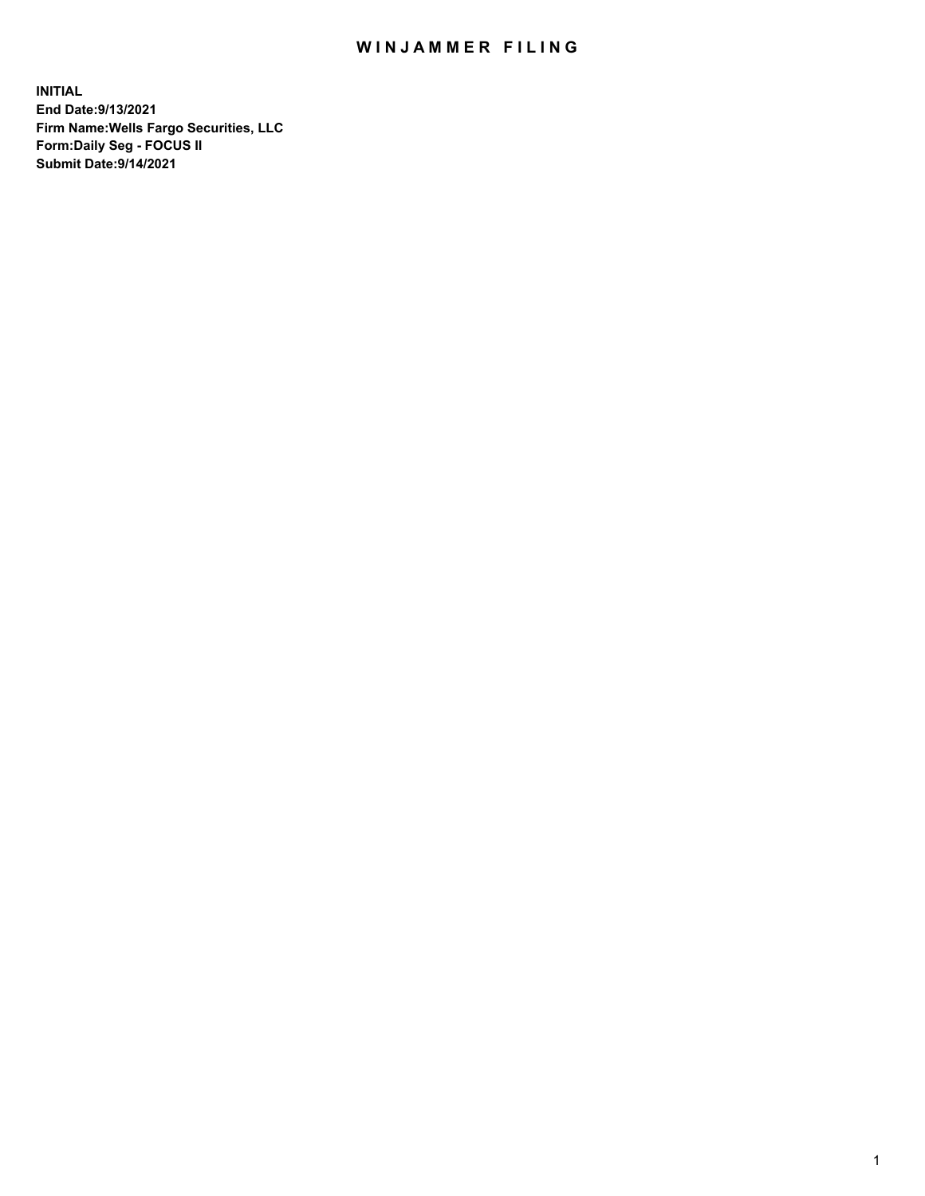# WINJAMMER FILING

**INITIAL**
**End Date:9/13/2021**
**Firm Name:Wells Fargo Securities, LLC**
**Form:Daily Seg - FOCUS II**
**Submit Date:9/14/2021**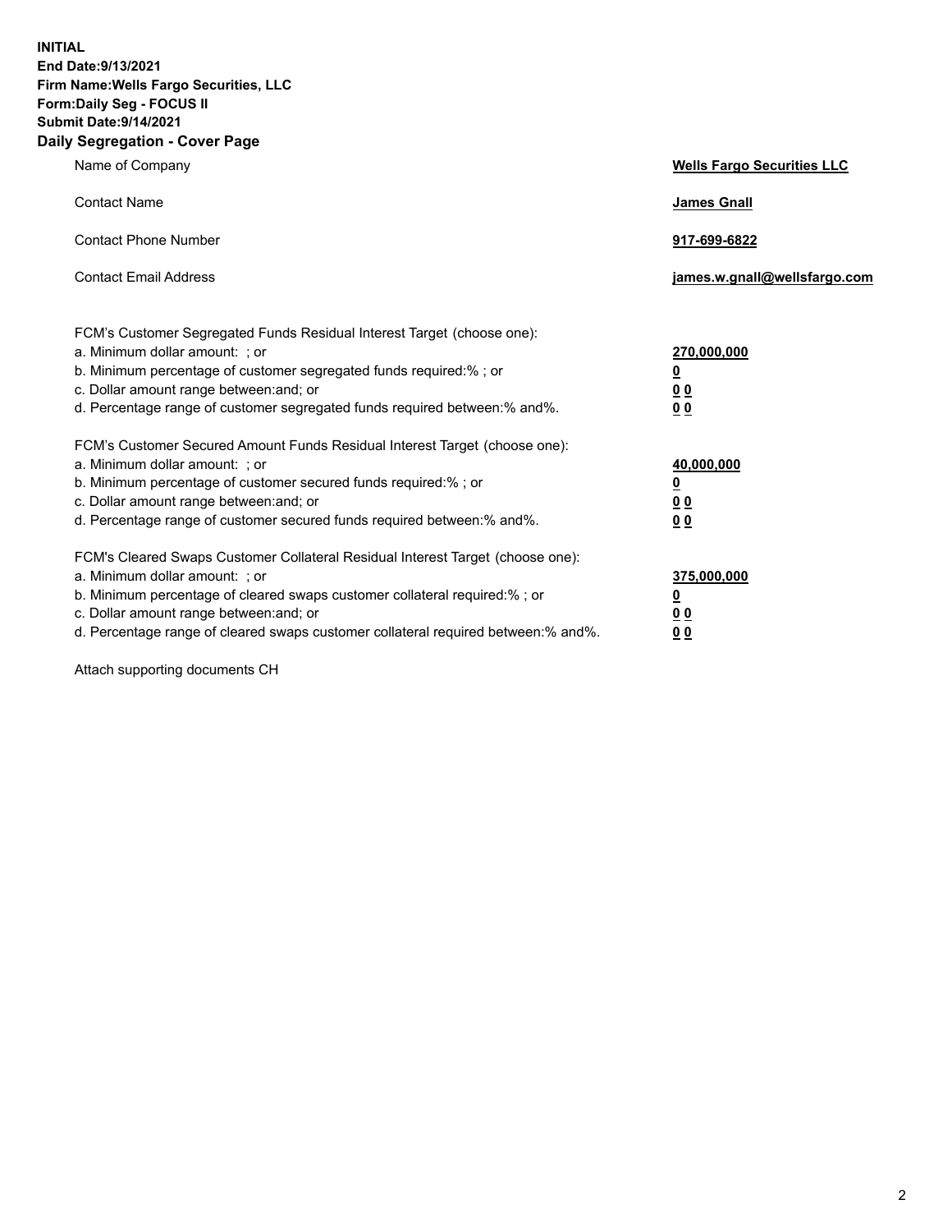**INITIAL**
**End Date:9/13/2021**
**Firm Name:Wells Fargo Securities, LLC**
**Form:Daily Seg - FOCUS II**
**Submit Date:9/14/2021**

## Daily Segregation - Cover Page

| | |
|---|---|
| Name of Company | **Wells Fargo Securities LLC** |
| Contact Name | **James Gnall** |
| Contact Phone Number | **917-699-6822** |
| Contact Email Address | **james.w.gnall@wellsfargo.com** |

FCM's Customer Segregated Funds Residual Interest Target (choose one):

| | |
|---|---|
| a. Minimum dollar amount: ; or | **270,000,000** |
| b. Minimum percentage of customer segregated funds required:% ; or | **0** |
| c. Dollar amount range between:and; or | **0 0** |
| d. Percentage range of customer segregated funds required between:% and%. | **0 0** |

FCM's Customer Secured Amount Funds Residual Interest Target (choose one):

| | |
|---|---|
| a. Minimum dollar amount: ; or | **40,000,000** |
| b. Minimum percentage of customer secured funds required:% ; or | **0** |
| c. Dollar amount range between:and; or | **0 0** |
| d. Percentage range of customer secured funds required between:% and%. | **0 0** |

FCM's Cleared Swaps Customer Collateral Residual Interest Target (choose one):

| | |
|---|---|
| a. Minimum dollar amount: ; or | **375,000,000** |
| b. Minimum percentage of cleared swaps customer collateral required:% ; or | **0** |
| c. Dollar amount range between:and; or | **0 0** |
| d. Percentage range of cleared swaps customer collateral required between:% and%. | **0 0** |

Attach supporting documents CH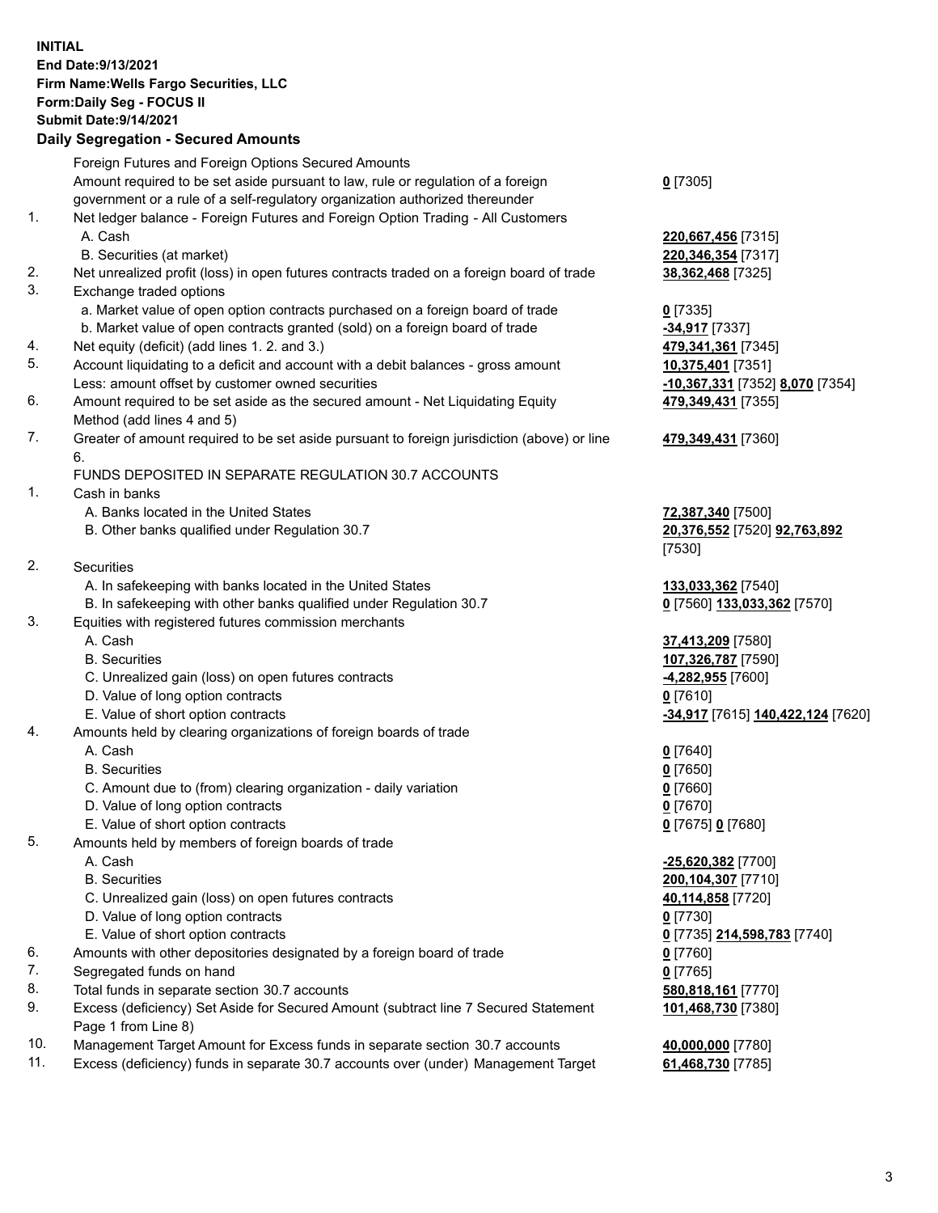**INITIAL**
**End Date:9/13/2021**
**Firm Name:Wells Fargo Securities, LLC**
**Form:Daily Seg - FOCUS II**
**Submit Date:9/14/2021**

## Daily Segregation - Secured Amounts

| | | |
|---|---|---|
| | Foreign Futures and Foreign Options Secured Amounts | |
| | Amount required to be set aside pursuant to law, rule or regulation of a foreign government or a rule of a self-regulatory organization authorized thereunder | **0** [7305] |
| 1. | Net ledger balance - Foreign Futures and Foreign Option Trading - All Customers | |
| | A. Cash | **220,667,456** [7315] |
| | B. Securities (at market) | **220,346,354** [7317] |
| 2. | Net unrealized profit (loss) in open futures contracts traded on a foreign board of trade | **38,362,468** [7325] |
| 3. | Exchange traded options | |
| | a. Market value of open option contracts purchased on a foreign board of trade | **0** [7335] |
| | b. Market value of open contracts granted (sold) on a foreign board of trade | **-34,917** [7337] |
| 4. | Net equity (deficit) (add lines 1. 2. and 3.) | **479,341,361** [7345] |
| 5. | Account liquidating to a deficit and account with a debit balances - gross amount | **10,375,401** [7351] |
| | Less: amount offset by customer owned securities | **-10,367,331** [7352] **8,070** [7354] |
| 6. | Amount required to be set aside as the secured amount - Net Liquidating Equity Method (add lines 4 and 5) | **479,349,431** [7355] |
| 7. | Greater of amount required to be set aside pursuant to foreign jurisdiction (above) or line 6. | **479,349,431** [7360] |
| | FUNDS DEPOSITED IN SEPARATE REGULATION 30.7 ACCOUNTS | |
| 1. | Cash in banks | |
| | A. Banks located in the United States | **72,387,340** [7500] |
| | B. Other banks qualified under Regulation 30.7 | **20,376,552** [7520] **92,763,892** [7530] |
| 2. | Securities | |
| | A. In safekeeping with banks located in the United States | **133,033,362** [7540] |
| | B. In safekeeping with other banks qualified under Regulation 30.7 | **0** [7560] **133,033,362** [7570] |
| 3. | Equities with registered futures commission merchants | |
| | A. Cash | **37,413,209** [7580] |
| | B. Securities | **107,326,787** [7590] |
| | C. Unrealized gain (loss) on open futures contracts | **-4,282,955** [7600] |
| | D. Value of long option contracts | **0** [7610] |
| | E. Value of short option contracts | **-34,917** [7615] **140,422,124** [7620] |
| 4. | Amounts held by clearing organizations of foreign boards of trade | |
| | A. Cash | **0** [7640] |
| | B. Securities | **0** [7650] |
| | C. Amount due to (from) clearing organization - daily variation | **0** [7660] |
| | D. Value of long option contracts | **0** [7670] |
| | E. Value of short option contracts | **0** [7675] **0** [7680] |
| 5. | Amounts held by members of foreign boards of trade | |
| | A. Cash | **-25,620,382** [7700] |
| | B. Securities | **200,104,307** [7710] |
| | C. Unrealized gain (loss) on open futures contracts | **40,114,858** [7720] |
| | D. Value of long option contracts | **0** [7730] |
| | E. Value of short option contracts | **0** [7735] **214,598,783** [7740] |
| 6. | Amounts with other depositories designated by a foreign board of trade | **0** [7760] |
| 7. | Segregated funds on hand | **0** [7765] |
| 8. | Total funds in separate section 30.7 accounts | **580,818,161** [7770] |
| 9. | Excess (deficiency) Set Aside for Secured Amount (subtract line 7 Secured Statement Page 1 from Line 8) | **101,468,730** [7380] |
| 10. | Management Target Amount for Excess funds in separate section 30.7 accounts | **40,000,000** [7780] |
| 11. | Excess (deficiency) funds in separate 30.7 accounts over (under) Management Target | **61,468,730** [7785] |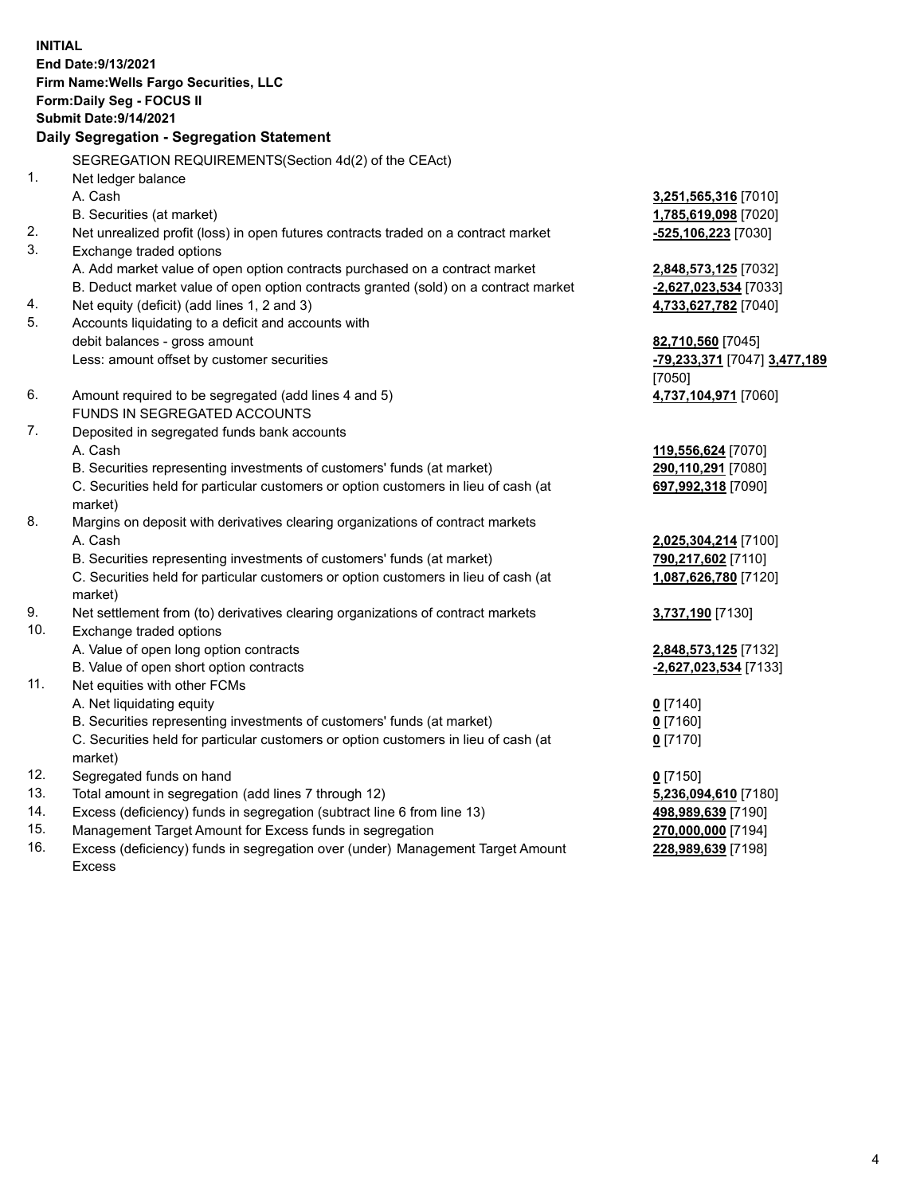**INITIAL**
**End Date:9/13/2021**
**Firm Name:Wells Fargo Securities, LLC**
**Form:Daily Seg - FOCUS II**
**Submit Date:9/14/2021**

**Daily Segregation - Segregation Statement**

| | SEGREGATION REQUIREMENTS(Section 4d(2) of the CEAct) | |
|---|---|---|
| 1. | Net ledger balance | |
| | A. Cash | **3,251,565,316** [7010] |
| | B. Securities (at market) | **1,785,619,098** [7020] |
| 2. | Net unrealized profit (loss) in open futures contracts traded on a contract market | **-525,106,223** [7030] |
| 3. | Exchange traded options | |
| | A. Add market value of open option contracts purchased on a contract market | **2,848,573,125** [7032] |
| | B. Deduct market value of open option contracts granted (sold) on a contract market | **-2,627,023,534** [7033] |
| 4. | Net equity (deficit) (add lines 1, 2 and 3) | **4,733,627,782** [7040] |
| 5. | Accounts liquidating to a deficit and accounts with debit balances - gross amount | **82,710,560** [7045] |
| | Less: amount offset by customer securities | **-79,233,371** [7047] **3,477,189** [7050] |
| 6. | Amount required to be segregated (add lines 4 and 5) | **4,737,104,971** [7060] |
| | FUNDS IN SEGREGATED ACCOUNTS | |
| 7. | Deposited in segregated funds bank accounts | |
| | A. Cash | **119,556,624** [7070] |
| | B. Securities representing investments of customers' funds (at market) | **290,110,291** [7080] |
| | C. Securities held for particular customers or option customers in lieu of cash (at market) | **697,992,318** [7090] |
| 8. | Margins on deposit with derivatives clearing organizations of contract markets | |
| | A. Cash | **2,025,304,214** [7100] |
| | B. Securities representing investments of customers' funds (at market) | **790,217,602** [7110] |
| | C. Securities held for particular customers or option customers in lieu of cash (at market) | **1,087,626,780** [7120] |
| 9. | Net settlement from (to) derivatives clearing organizations of contract markets | **3,737,190** [7130] |
| 10. | Exchange traded options | |
| | A. Value of open long option contracts | **2,848,573,125** [7132] |
| | B. Value of open short option contracts | **-2,627,023,534** [7133] |
| 11. | Net equities with other FCMs | |
| | A. Net liquidating equity | **0** [7140] |
| | B. Securities representing investments of customers' funds (at market) | **0** [7160] |
| | C. Securities held for particular customers or option customers in lieu of cash (at market) | **0** [7170] |
| 12. | Segregated funds on hand | **0** [7150] |
| 13. | Total amount in segregation (add lines 7 through 12) | **5,236,094,610** [7180] |
| 14. | Excess (deficiency) funds in segregation (subtract line 6 from line 13) | **498,989,639** [7190] |
| 15. | Management Target Amount for Excess funds in segregation | **270,000,000** [7194] |
| 16. | Excess (deficiency) funds in segregation over (under) Management Target Amount Excess | **228,989,639** [7198] |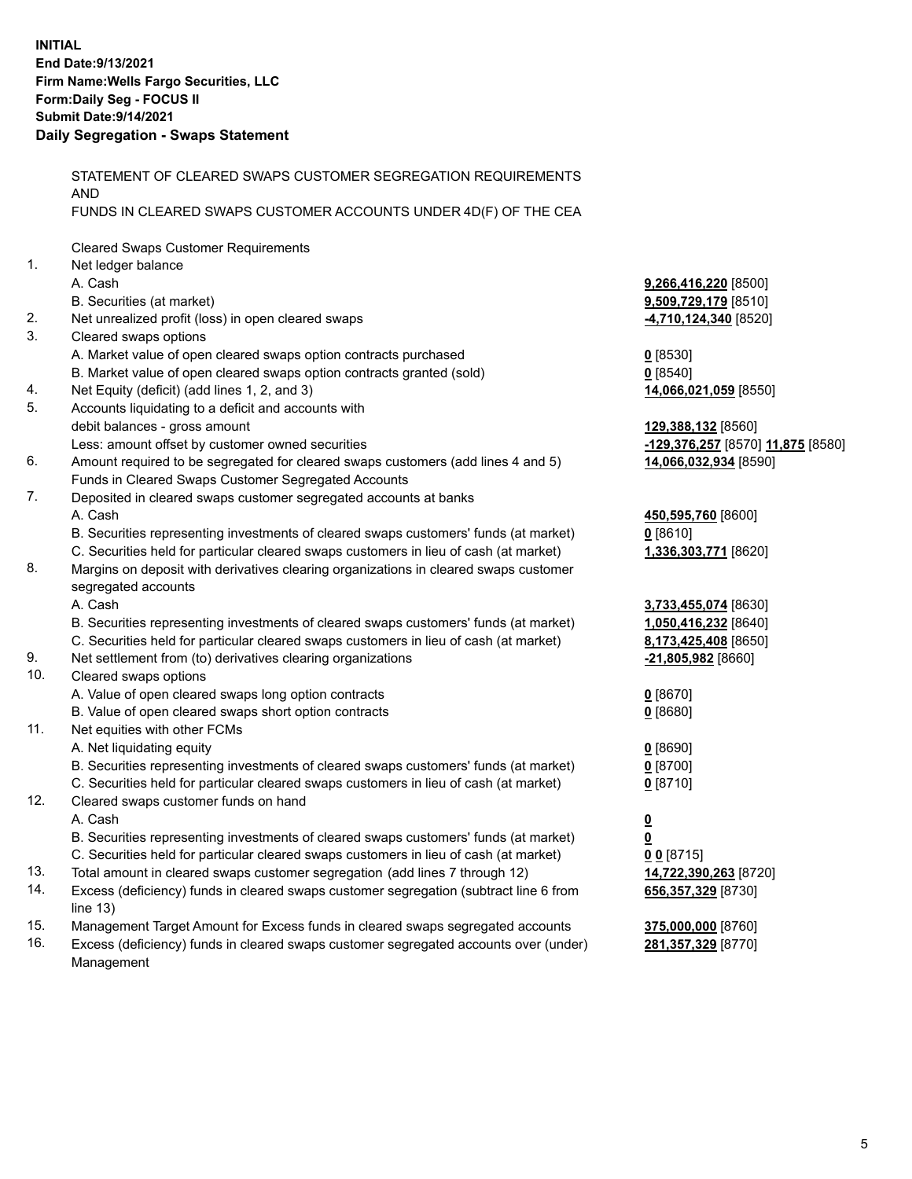**INITIAL**
**End Date:9/13/2021**
**Firm Name:Wells Fargo Securities, LLC**
**Form:Daily Seg - FOCUS II**
**Submit Date:9/14/2021**
**Daily Segregation - Swaps Statement**

STATEMENT OF CLEARED SWAPS CUSTOMER SEGREGATION REQUIREMENTS AND FUNDS IN CLEARED SWAPS CUSTOMER ACCOUNTS UNDER 4D(F) OF THE CEA

| | | |
|---|---|---|
| | Cleared Swaps Customer Requirements | |
| 1. | Net ledger balance | |
| | A. Cash | **9,266,416,220** [8500] |
| | B. Securities (at market) | **9,509,729,179** [8510] |
| 2. | Net unrealized profit (loss) in open cleared swaps | **-4,710,124,340** [8520] |
| 3. | Cleared swaps options | |
| | A. Market value of open cleared swaps option contracts purchased | **0** [8530] |
| | B. Market value of open cleared swaps option contracts granted (sold) | **0** [8540] |
| 4. | Net Equity (deficit) (add lines 1, 2, and 3) | **14,066,021,059** [8550] |
| 5. | Accounts liquidating to a deficit and accounts with debit balances - gross amount | **129,388,132** [8560] |
| | Less: amount offset by customer owned securities | **-129,376,257** [8570] **11,875** [8580] |
| 6. | Amount required to be segregated for cleared swaps customers (add lines 4 and 5) | **14,066,032,934** [8590] |
| | Funds in Cleared Swaps Customer Segregated Accounts | |
| 7. | Deposited in cleared swaps customer segregated accounts at banks | |
| | A. Cash | **450,595,760** [8600] |
| | B. Securities representing investments of cleared swaps customers' funds (at market) | **0** [8610] |
| | C. Securities held for particular cleared swaps customers in lieu of cash (at market) | **1,336,303,771** [8620] |
| 8. | Margins on deposit with derivatives clearing organizations in cleared swaps customer segregated accounts | |
| | A. Cash | **3,733,455,074** [8630] |
| | B. Securities representing investments of cleared swaps customers' funds (at market) | **1,050,416,232** [8640] |
| | C. Securities held for particular cleared swaps customers in lieu of cash (at market) | **8,173,425,408** [8650] |
| 9. | Net settlement from (to) derivatives clearing organizations | **-21,805,982** [8660] |
| 10. | Cleared swaps options | |
| | A. Value of open cleared swaps long option contracts | **0** [8670] |
| | B. Value of open cleared swaps short option contracts | **0** [8680] |
| 11. | Net equities with other FCMs | |
| | A. Net liquidating equity | **0** [8690] |
| | B. Securities representing investments of cleared swaps customers' funds (at market) | **0** [8700] |
| | C. Securities held for particular cleared swaps customers in lieu of cash (at market) | **0** [8710] |
| 12. | Cleared swaps customer funds on hand | |
| | A. Cash | **0** |
| | B. Securities representing investments of cleared swaps customers' funds (at market) | **0** |
| | C. Securities held for particular cleared swaps customers in lieu of cash (at market) | **0** **0** [8715] |
| 13. | Total amount in cleared swaps customer segregation (add lines 7 through 12) | **14,722,390,263** [8720] |
| 14. | Excess (deficiency) funds in cleared swaps customer segregation (subtract line 6 from line 13) | **656,357,329** [8730] |
| 15. | Management Target Amount for Excess funds in cleared swaps segregated accounts | **375,000,000** [8760] |
| 16. | Excess (deficiency) funds in cleared swaps customer segregated accounts over (under) Management | **281,357,329** [8770] |